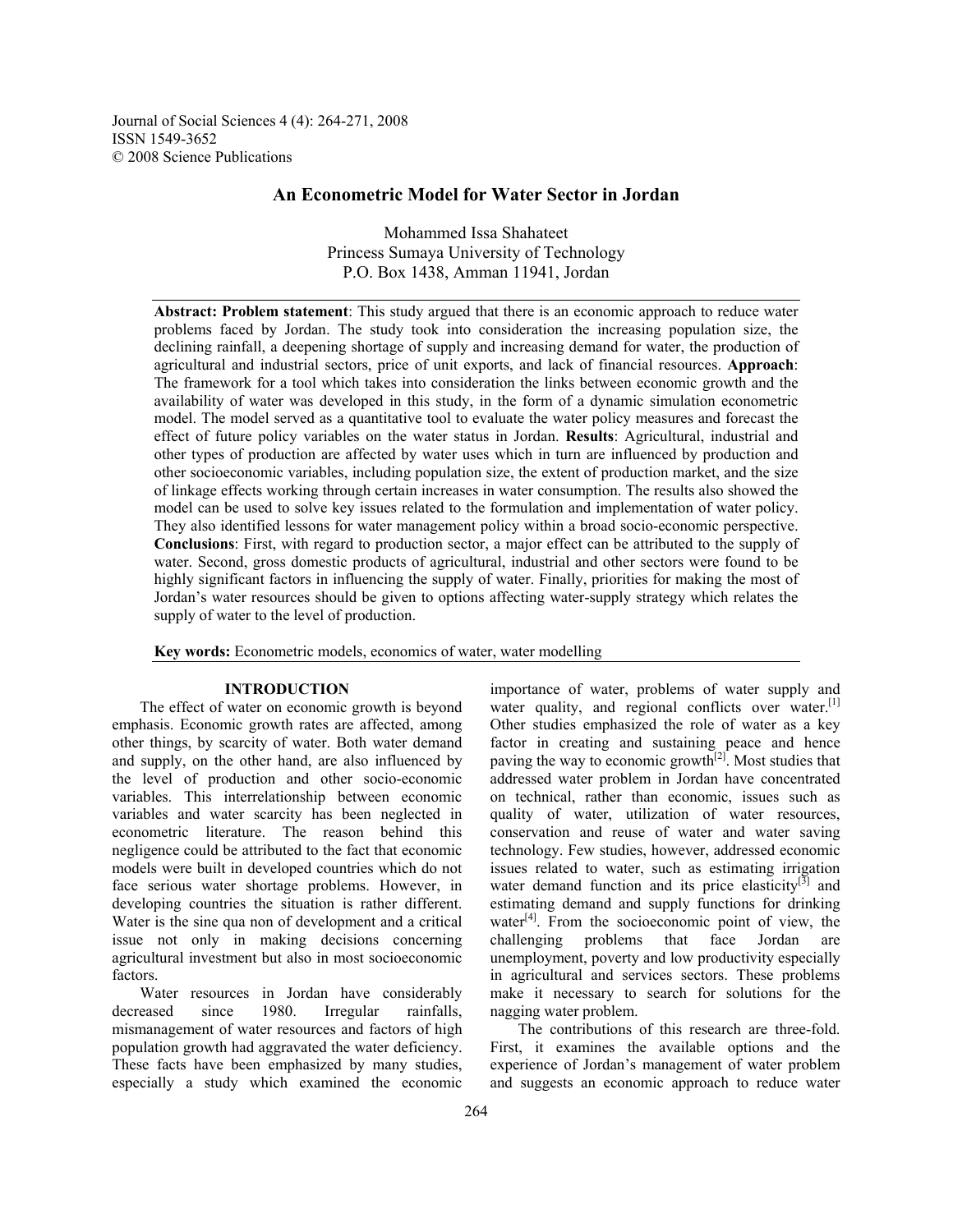# An Econometric Model for Water Sector in Jordan

Mohammed Issa Shahateet
Princess Sumaya University of Technology
P.O. Box 1438, Amman 11941, Jordan

**Abstract: Problem statement**: This study argued that there is an economic approach to reduce water problems faced by Jordan. The study took into consideration the increasing population size, the declining rainfall, a deepening shortage of supply and increasing demand for water, the production of agricultural and industrial sectors, price of unit exports, and lack of financial resources. **Approach**: The framework for a tool which takes into consideration the links between economic growth and the availability of water was developed in this study, in the form of a dynamic simulation econometric model. The model served as a quantitative tool to evaluate the water policy measures and forecast the effect of future policy variables on the water status in Jordan. **Results**: Agricultural, industrial and other types of production are affected by water uses which in turn are influenced by production and other socioeconomic variables, including population size, the extent of production market, and the size of linkage effects working through certain increases in water consumption. The results also showed the model can be used to solve key issues related to the formulation and implementation of water policy. They also identified lessons for water management policy within a broad socio-economic perspective. **Conclusions**: First, with regard to production sector, a major effect can be attributed to the supply of water. Second, gross domestic products of agricultural, industrial and other sectors were found to be highly significant factors in influencing the supply of water. Finally, priorities for making the most of Jordan's water resources should be given to options affecting water-supply strategy which relates the supply of water to the level of production.

**Key words:** Econometric models, economics of water, water modelling

## INTRODUCTION

The effect of water on economic growth is beyond emphasis. Economic growth rates are affected, among other things, by scarcity of water. Both water demand and supply, on the other hand, are also influenced by the level of production and other socio-economic variables. This interrelationship between economic variables and water scarcity has been neglected in econometric literature. The reason behind this negligence could be attributed to the fact that economic models were built in developed countries which do not face serious water shortage problems. However, in developing countries the situation is rather different. Water is the sine qua non of development and a critical issue not only in making decisions concerning agricultural investment but also in most socioeconomic factors.

Water resources in Jordan have considerably decreased since 1980. Irregular rainfalls, mismanagement of water resources and factors of high population growth had aggravated the water deficiency. These facts have been emphasized by many studies, especially a study which examined the economic importance of water, problems of water supply and water quality, and regional conflicts over water.[1] Other studies emphasized the role of water as a key factor in creating and sustaining peace and hence paving the way to economic growth[2]. Most studies that addressed water problem in Jordan have concentrated on technical, rather than economic, issues such as quality of water, utilization of water resources, conservation and reuse of water and water saving technology. Few studies, however, addressed economic issues related to water, such as estimating irrigation water demand function and its price elasticity[3] and estimating demand and supply functions for drinking water[4]. From the socioeconomic point of view, the challenging problems that face Jordan are unemployment, poverty and low productivity especially in agricultural and services sectors. These problems make it necessary to search for solutions for the nagging water problem.

The contributions of this research are three-fold. First, it examines the available options and the experience of Jordan's management of water problem and suggests an economic approach to reduce water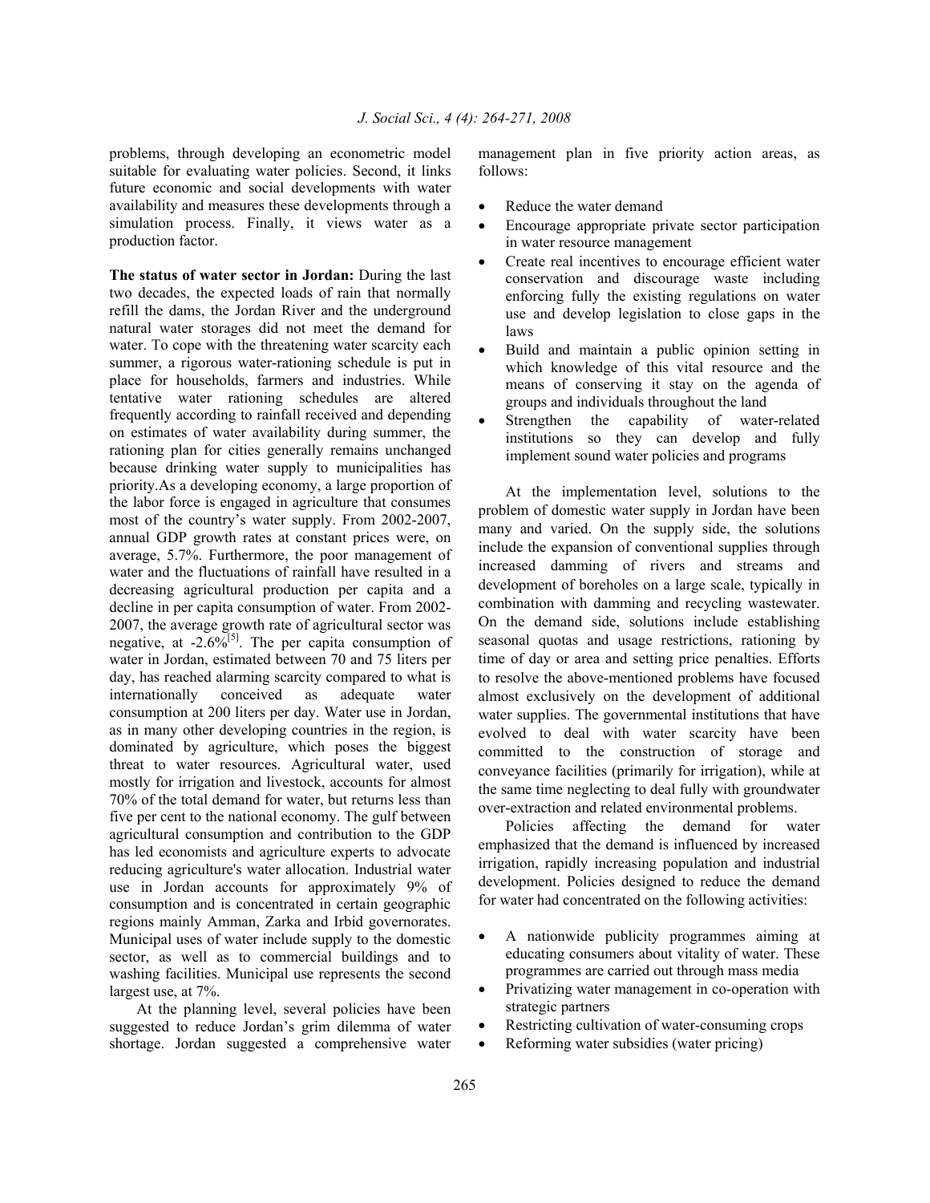problems, through developing an econometric model suitable for evaluating water policies. Second, it links future economic and social developments with water availability and measures these developments through a simulation process. Finally, it views water as a production factor.

**The status of water sector in Jordan:** During the last two decades, the expected loads of rain that normally refill the dams, the Jordan River and the underground natural water storages did not meet the demand for water. To cope with the threatening water scarcity each summer, a rigorous water-rationing schedule is put in place for households, farmers and industries. While tentative water rationing schedules are altered frequently according to rainfall received and depending on estimates of water availability during summer, the rationing plan for cities generally remains unchanged because drinking water supply to municipalities has priority.As a developing economy, a large proportion of the labor force is engaged in agriculture that consumes most of the country's water supply. From 2002-2007, annual GDP growth rates at constant prices were, on average, 5.7%. Furthermore, the poor management of water and the fluctuations of rainfall have resulted in a decreasing agricultural production per capita and a decline in per capita consumption of water. From 2002-2007, the average growth rate of agricultural sector was negative, at -2.6%[5]. The per capita consumption of water in Jordan, estimated between 70 and 75 liters per day, has reached alarming scarcity compared to what is internationally conceived as adequate water consumption at 200 liters per day. Water use in Jordan, as in many other developing countries in the region, is dominated by agriculture, which poses the biggest threat to water resources. Agricultural water, used mostly for irrigation and livestock, accounts for almost 70% of the total demand for water, but returns less than five per cent to the national economy. The gulf between agricultural consumption and contribution to the GDP has led economists and agriculture experts to advocate reducing agriculture's water allocation. Industrial water use in Jordan accounts for approximately 9% of consumption and is concentrated in certain geographic regions mainly Amman, Zarka and Irbid governorates. Municipal uses of water include supply to the domestic sector, as well as to commercial buildings and to washing facilities. Municipal use represents the second largest use, at 7%.

At the planning level, several policies have been suggested to reduce Jordan's grim dilemma of water shortage. Jordan suggested a comprehensive water management plan in five priority action areas, as follows:

- Reduce the water demand
- Encourage appropriate private sector participation in water resource management
- Create real incentives to encourage efficient water conservation and discourage waste including enforcing fully the existing regulations on water use and develop legislation to close gaps in the laws
- Build and maintain a public opinion setting in which knowledge of this vital resource and the means of conserving it stay on the agenda of groups and individuals throughout the land
- Strengthen the capability of water-related institutions so they can develop and fully implement sound water policies and programs

At the implementation level, solutions to the problem of domestic water supply in Jordan have been many and varied. On the supply side, the solutions include the expansion of conventional supplies through increased damming of rivers and streams and development of boreholes on a large scale, typically in combination with damming and recycling wastewater. On the demand side, solutions include establishing seasonal quotas and usage restrictions, rationing by time of day or area and setting price penalties. Efforts to resolve the above-mentioned problems have focused almost exclusively on the development of additional water supplies. The governmental institutions that have evolved to deal with water scarcity have been committed to the construction of storage and conveyance facilities (primarily for irrigation), while at the same time neglecting to deal fully with groundwater over-extraction and related environmental problems.

Policies affecting the demand for water emphasized that the demand is influenced by increased irrigation, rapidly increasing population and industrial development. Policies designed to reduce the demand for water had concentrated on the following activities:

- A nationwide publicity programmes aiming at educating consumers about vitality of water. These programmes are carried out through mass media
- Privatizing water management in co-operation with strategic partners
- Restricting cultivation of water-consuming crops
- Reforming water subsidies (water pricing)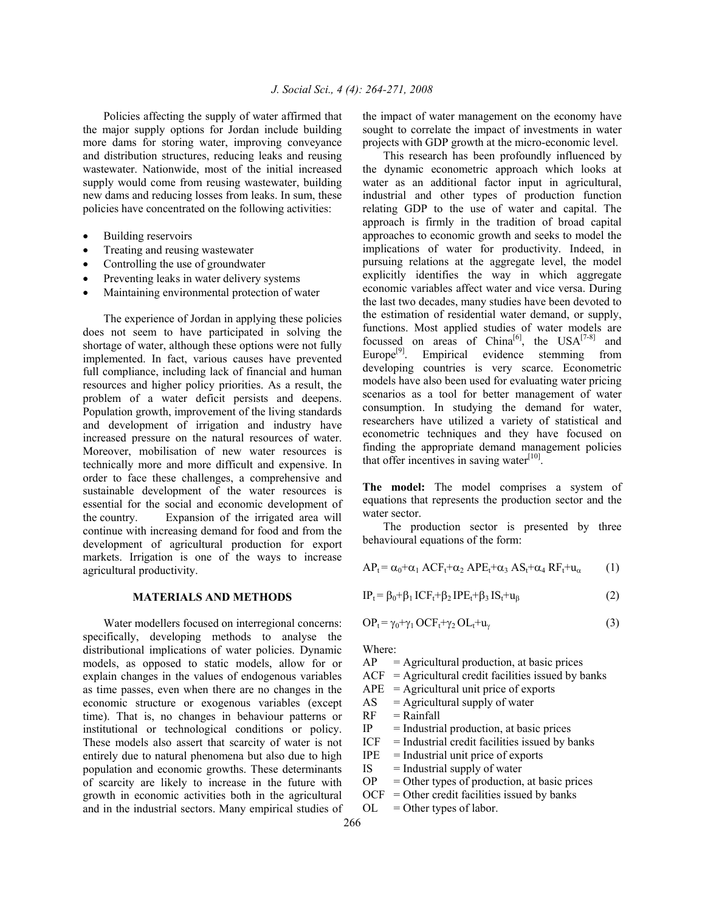Policies affecting the supply of water affirmed that the major supply options for Jordan include building more dams for storing water, improving conveyance and distribution structures, reducing leaks and reusing wastewater. Nationwide, most of the initial increased supply would come from reusing wastewater, building new dams and reducing losses from leaks. In sum, these policies have concentrated on the following activities:

- Building reservoirs
- Treating and reusing wastewater
- Controlling the use of groundwater
- Preventing leaks in water delivery systems
- Maintaining environmental protection of water

The experience of Jordan in applying these policies does not seem to have participated in solving the shortage of water, although these options were not fully implemented. In fact, various causes have prevented full compliance, including lack of financial and human resources and higher policy priorities. As a result, the problem of a water deficit persists and deepens. Population growth, improvement of the living standards and development of irrigation and industry have increased pressure on the natural resources of water. Moreover, mobilisation of new water resources is technically more and more difficult and expensive. In order to face these challenges, a comprehensive and sustainable development of the water resources is essential for the social and economic development of the country. Expansion of the irrigated area will continue with increasing demand for food and from the development of agricultural production for export markets. Irrigation is one of the ways to increase agricultural productivity.

## MATERIALS AND METHODS

Water modellers focused on interregional concerns: specifically, developing methods to analyse the distributional implications of water policies. Dynamic models, as opposed to static models, allow for or explain changes in the values of endogenous variables as time passes, even when there are no changes in the economic structure or exogenous variables (except time). That is, no changes in behaviour patterns or institutional or technological conditions or policy. These models also assert that scarcity of water is not entirely due to natural phenomena but also due to high population and economic growths. These determinants of scarcity are likely to increase in the future with growth in economic activities both in the agricultural and in the industrial sectors. Many empirical studies of the impact of water management on the economy have sought to correlate the impact of investments in water projects with GDP growth at the micro-economic level.

This research has been profoundly influenced by the dynamic econometric approach which looks at water as an additional factor input in agricultural, industrial and other types of production function relating GDP to the use of water and capital. The approach is firmly in the tradition of broad capital approaches to economic growth and seeks to model the implications of water for productivity. Indeed, in pursuing relations at the aggregate level, the model explicitly identifies the way in which aggregate economic variables affect water and vice versa. During the last two decades, many studies have been devoted to the estimation of residential water demand, or supply, functions. Most applied studies of water models are focussed on areas of China[6], the USA[7-8] and Europe[9]. Empirical evidence stemming from developing countries is very scarce. Econometric models have also been used for evaluating water pricing scenarios as a tool for better management of water consumption. In studying the demand for water, researchers have utilized a variety of statistical and econometric techniques and they have focused on finding the appropriate demand management policies that offer incentives in saving water[10].

**The model:** The model comprises a system of equations that represents the production sector and the water sector.

The production sector is presented by three behavioural equations of the form:

$$AP_t = \alpha_0 + \alpha_1\, ACF_t + \alpha_2\, APE_t + \alpha_3\, AS_t + \alpha_4\, RF_t + u_\alpha \quad (1)$$

$$IP_t = \beta_0 + \beta_1\, ICF_t + \beta_2\, IPE_t + \beta_3\, IS_t + u_\beta \quad (2)$$

$$OP_t = \gamma_0 + \gamma_1\, OCF_t + \gamma_2\, OL_t + u_\gamma \quad (3)$$

Where:

- AP = Agricultural production, at basic prices
- ACF = Agricultural credit facilities issued by banks
- APE = Agricultural unit price of exports
- AS = Agricultural supply of water
- RF = Rainfall
- IP = Industrial production, at basic prices
- ICF = Industrial credit facilities issued by banks
- IPE = Industrial unit price of exports
- IS = Industrial supply of water
- OP = Other types of production, at basic prices
- OCF = Other credit facilities issued by banks
- OL = Other types of labor.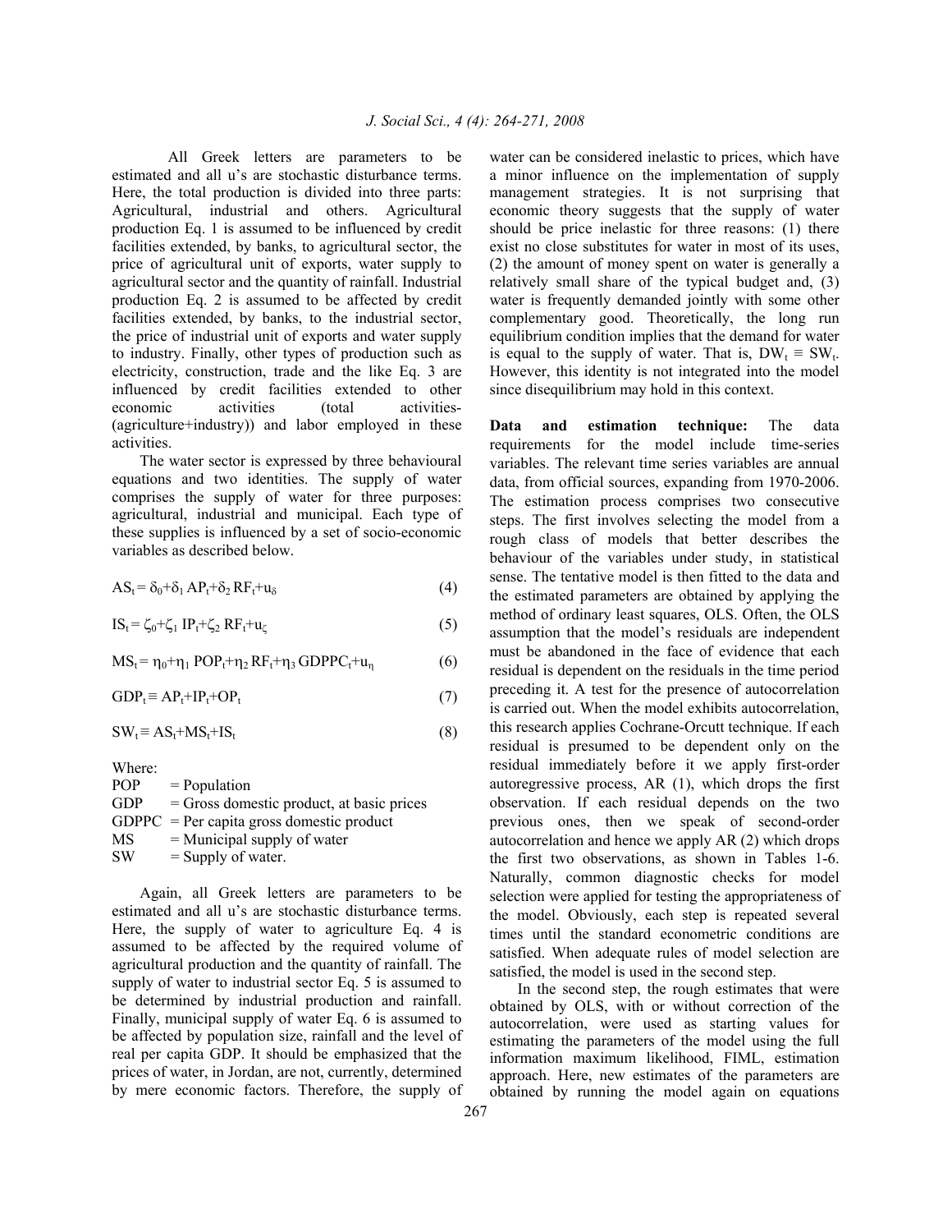All Greek letters are parameters to be estimated and all u's are stochastic disturbance terms. Here, the total production is divided into three parts: Agricultural, industrial and others. Agricultural production Eq. 1 is assumed to be influenced by credit facilities extended, by banks, to agricultural sector, the price of agricultural unit of exports, water supply to agricultural sector and the quantity of rainfall. Industrial production Eq. 2 is assumed to be affected by credit facilities extended, by banks, to the industrial sector, the price of industrial unit of exports and water supply to industry. Finally, other types of production such as electricity, construction, trade and the like Eq. 3 are influenced by credit facilities extended to other economic activities (total activities-(agriculture+industry)) and labor employed in these activities.

The water sector is expressed by three behavioural equations and two identities. The supply of water comprises the supply of water for three purposes: agricultural, industrial and municipal. Each type of these supplies is influenced by a set of socio-economic variables as described below.

$$AS_t = \delta_0+\delta_1 AP_t+\delta_2 RF_t+u_\delta \quad (4)$$

$$IS_t = \zeta_0+\zeta_1 IP_t+\zeta_2 RF_t+u_\zeta \quad (5)$$

$$MS_t = \eta_0+\eta_1 POP_t+\eta_2 RF_t+\eta_3 GDPPC_t+u_\eta \quad (6)$$

$$GDP_t \equiv AP_t+IP_t+OP_t \quad (7)$$

$$SW_t \equiv AS_t+MS_t+IS_t \quad (8)$$

Where:

- POP = Population
- GDP = Gross domestic product, at basic prices
- GDPPC = Per capita gross domestic product
- MS = Municipal supply of water
- SW = Supply of water.

Again, all Greek letters are parameters to be estimated and all u's are stochastic disturbance terms. Here, the supply of water to agriculture Eq. 4 is assumed to be affected by the required volume of agricultural production and the quantity of rainfall. The supply of water to industrial sector Eq. 5 is assumed to be determined by industrial production and rainfall. Finally, municipal supply of water Eq. 6 is assumed to be affected by population size, rainfall and the level of real per capita GDP. It should be emphasized that the prices of water, in Jordan, are not, currently, determined by mere economic factors. Therefore, the supply of water can be considered inelastic to prices, which have a minor influence on the implementation of supply management strategies. It is not surprising that economic theory suggests that the supply of water should be price inelastic for three reasons: (1) there exist no close substitutes for water in most of its uses, (2) the amount of money spent on water is generally a relatively small share of the typical budget and, (3) water is frequently demanded jointly with some other complementary good. Theoretically, the long run equilibrium condition implies that the demand for water is equal to the supply of water. That is, $DW_t \equiv SW_t$. However, this identity is not integrated into the model since disequilibrium may hold in this context.

**Data and estimation technique:** The data requirements for the model include time-series variables. The relevant time series variables are annual data, from official sources, expanding from 1970-2006. The estimation process comprises two consecutive steps. The first involves selecting the model from a rough class of models that better describes the behaviour of the variables under study, in statistical sense. The tentative model is then fitted to the data and the estimated parameters are obtained by applying the method of ordinary least squares, OLS. Often, the OLS assumption that the model's residuals are independent must be abandoned in the face of evidence that each residual is dependent on the residuals in the time period preceding it. A test for the presence of autocorrelation is carried out. When the model exhibits autocorrelation, this research applies Cochrane-Orcutt technique. If each residual is presumed to be dependent only on the residual immediately before it we apply first-order autoregressive process, AR (1), which drops the first observation. If each residual depends on the two previous ones, then we speak of second-order autocorrelation and hence we apply AR (2) which drops the first two observations, as shown in Tables 1-6. Naturally, common diagnostic checks for model selection were applied for testing the appropriateness of the model. Obviously, each step is repeated several times until the standard econometric conditions are satisfied. When adequate rules of model selection are satisfied, the model is used in the second step.

In the second step, the rough estimates that were obtained by OLS, with or without correction of the autocorrelation, were used as starting values for estimating the parameters of the model using the full information maximum likelihood, FIML, estimation approach. Here, new estimates of the parameters are obtained by running the model again on equations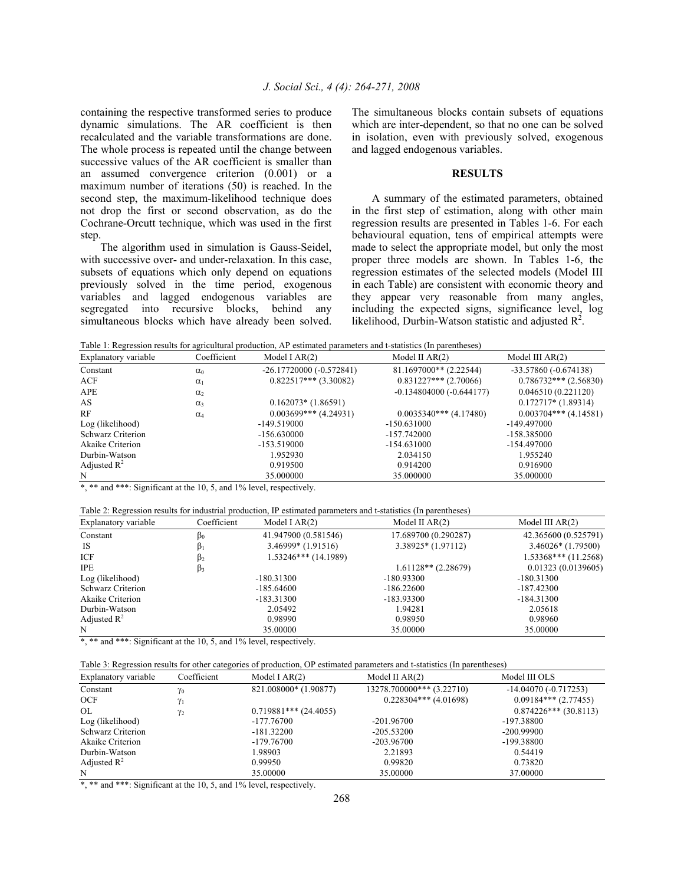containing the respective transformed series to produce dynamic simulations. The AR coefficient is then recalculated and the variable transformations are done. The whole process is repeated until the change between successive values of the AR coefficient is smaller than an assumed convergence criterion (0.001) or a maximum number of iterations (50) is reached. In the second step, the maximum-likelihood technique does not drop the first or second observation, as do the Cochrane-Orcutt technique, which was used in the first step.

The algorithm used in simulation is Gauss-Seidel, with successive over- and under-relaxation. In this case, subsets of equations which only depend on equations previously solved in the time period, exogenous variables and lagged endogenous variables are segregated into recursive blocks, behind any simultaneous blocks which have already been solved. The simultaneous blocks contain subsets of equations which are inter-dependent, so that no one can be solved in isolation, even with previously solved, exogenous and lagged endogenous variables.

## RESULTS

A summary of the estimated parameters, obtained in the first step of estimation, along with other main regression results are presented in Tables 1-6. For each behavioural equation, tens of empirical attempts were made to select the appropriate model, but only the most proper three models are shown. In Tables 1-6, the regression estimates of the selected models (Model III in each Table) are consistent with economic theory and they appear very reasonable from many angles, including the expected signs, significance level, log likelihood, Durbin-Watson statistic and adjusted $R^2$.

Table 1: Regression results for agricultural production, AP estimated parameters and t-statistics (In parentheses)

| Explanatory variable | Coefficient | Model I AR(2) | Model II AR(2) | Model III AR(2) |
|---|---|---|---|---|
| Constant | $\alpha_0$ | -26.17720000 (-0.572841) | 81.1697000** (2.22544) | -33.57860 (-0.674138) |
| ACF | $\alpha_1$ | 0.822517*** (3.30082) | 0.831227*** (2.70066) | 0.786732*** (2.56830) |
| APE | $\alpha_2$ | | -0.134804000 (-0.644177) | 0.046510 (0.221120) |
| AS | $\alpha_3$ | 0.162073* (1.86591) | | 0.172717* (1.89314) |
| RF | $\alpha_4$ | 0.003699*** (4.24931) | 0.0035340*** (4.17480) | 0.003704*** (4.14581) |
| Log (likelihood) | | -149.519000 | -150.631000 | -149.497000 |
| Schwarz Criterion | | -156.630000 | -157.742000 | -158.385000 |
| Akaike Criterion | | -153.519000 | -154.631000 | -154.497000 |
| Durbin-Watson | | 1.952930 | 2.034150 | 1.955240 |
| Adjusted $R^2$ | | 0.919500 | 0.914200 | 0.916900 |
| N | | 35.000000 | 35.000000 | 35.000000 |

*, ** and ***: Significant at the 10, 5, and 1% level, respectively.

Table 2: Regression results for industrial production, IP estimated parameters and t-statistics (In parentheses)

| Explanatory variable | Coefficient | Model I AR(2) | Model II AR(2) | Model III AR(2) |
|---|---|---|---|---|
| Constant | $\beta_0$ | 41.947900 (0.581546) | 17.689700 (0.290287) | 42.365600 (0.525791) |
| IS | $\beta_1$ | 3.46999* (1.91516) | 3.38925* (1.97112) | 3.46026* (1.79500) |
| ICF | $\beta_2$ | 1.53246*** (14.1989) | | 1.53368*** (11.2568) |
| IPE | $\beta_3$ | | 1.61128** (2.28679) | 0.01323 (0.0139605) |
| Log (likelihood) | | -180.31300 | -180.93300 | -180.31300 |
| Schwarz Criterion | | -185.64600 | -186.22600 | -187.42300 |
| Akaike Criterion | | -183.31300 | -183.93300 | -184.31300 |
| Durbin-Watson | | 2.05492 | 1.94281 | 2.05618 |
| Adjusted $R^2$ | | 0.98990 | 0.98950 | 0.98960 |
| N | | 35.00000 | 35.00000 | 35.00000 |

*, ** and ***: Significant at the 10, 5, and 1% level, respectively.

Table 3: Regression results for other categories of production, OP estimated parameters and t-statistics (In parentheses)

| Explanatory variable | Coefficient | Model I AR(2) | Model II AR(2) | Model III OLS |
|---|---|---|---|---|
| Constant | $\gamma_0$ | 821.008000* (1.90877) | 13278.700000*** (3.22710) | -14.04070 (-0.717253) |
| OCF | $\gamma_1$ | | 0.228304*** (4.01698) | 0.09184*** (2.77455) |
| OL | $\gamma_2$ | 0.719881*** (24.4055) | | 0.874226*** (30.8113) |
| Log (likelihood) | | -177.76700 | -201.96700 | -197.38800 |
| Schwarz Criterion | | -181.32200 | -205.53200 | -200.99900 |
| Akaike Criterion | | -179.76700 | -203.96700 | -199.38800 |
| Durbin-Watson | | 1.98903 | 2.21893 | 0.54419 |
| Adjusted $R^2$ | | 0.99950 | 0.99820 | 0.73820 |
| N | | 35.00000 | 35.00000 | 37.00000 |

*, ** and ***: Significant at the 10, 5, and 1% level, respectively.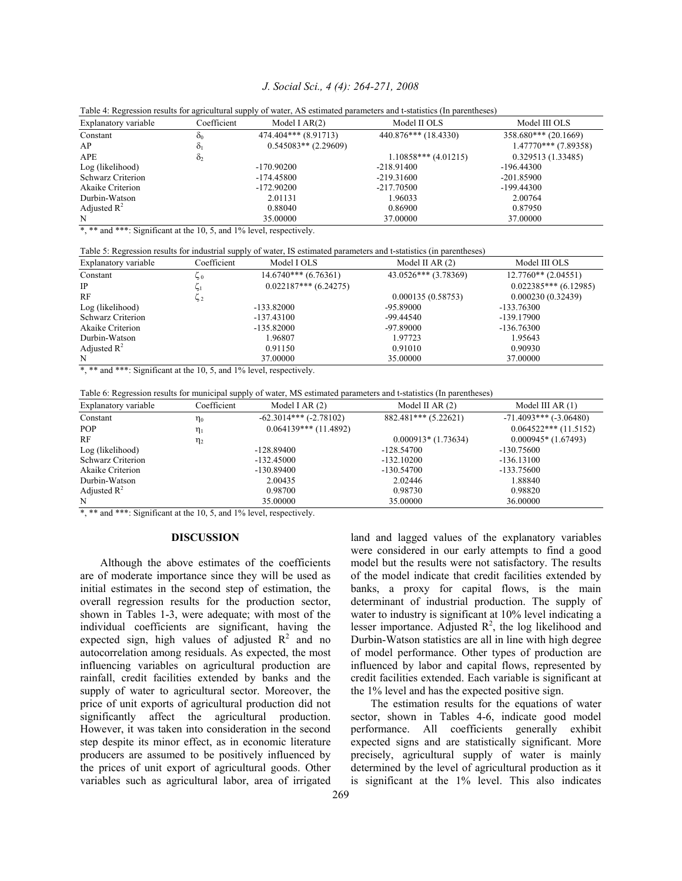Table 4: Regression results for agricultural supply of water, AS estimated parameters and t-statistics (In parentheses)

| Explanatory variable | Coefficient | Model I AR(2) | Model II OLS | Model III OLS |
|---|---|---|---|---|
| Constant | $\delta_0$ | 474.404*** (8.91713) | 440.876*** (18.4330) | 358.680*** (20.1669) |
| AP | $\delta_1$ | 0.545083** (2.29609) | | 1.47770*** (7.89358) |
| APE | $\delta_2$ | | 1.10858*** (4.01215) | 0.329513 (1.33485) |
| Log (likelihood) | | -170.90200 | -218.91400 | -196.44300 |
| Schwarz Criterion | | -174.45800 | -219.31600 | -201.85900 |
| Akaike Criterion | | -172.90200 | -217.70500 | -199.44300 |
| Durbin-Watson | | 2.01131 | 1.96033 | 2.00764 |
| Adjusted $R^2$ | | 0.88040 | 0.86900 | 0.87950 |
| N | | 35.00000 | 37.00000 | 37.00000 |

*, ** and ***: Significant at the 10, 5, and 1% level, respectively.

Table 5: Regression results for industrial supply of water, IS estimated parameters and t-statistics (in parentheses)

| Explanatory variable | Coefficient | Model I OLS | Model II AR (2) | Model III OLS |
|---|---|---|---|---|
| Constant | $\zeta_0$ | 14.6740*** (6.76361) | 43.0526*** (3.78369) | 12.7760** (2.04551) |
| IP | $\zeta_1$ | 0.022187*** (6.24275) | | 0.022385*** (6.12985) |
| RF | $\zeta_2$ | | 0.000135 (0.58753) | 0.000230 (0.32439) |
| Log (likelihood) | | -133.82000 | -95.89000 | -133.76300 |
| Schwarz Criterion | | -137.43100 | -99.44540 | -139.17900 |
| Akaike Criterion | | -135.82000 | -97.89000 | -136.76300 |
| Durbin-Watson | | 1.96807 | 1.97723 | 1.95643 |
| Adjusted $R^2$ | | 0.91150 | 0.91010 | 0.90930 |
| N | | 37.00000 | 35.00000 | 37.00000 |

*, ** and ***: Significant at the 10, 5, and 1% level, respectively.

Table 6: Regression results for municipal supply of water, MS estimated parameters and t-statistics (In parentheses)

| Explanatory variable | Coefficient | Model I AR (2) | Model II AR (2) | Model III AR (1) |
|---|---|---|---|---|
| Constant | $\eta_0$ | -62.3014*** (-2.78102) | 882.481*** (5.22621) | -71.4093*** (-3.06480) |
| POP | $\eta_1$ | 0.064139*** (11.4892) | | 0.064522*** (11.5152) |
| RF | $\eta_2$ | | 0.000913* (1.73634) | 0.000945* (1.67493) |
| Log (likelihood) | | -128.89400 | -128.54700 | -130.75600 |
| Schwarz Criterion | | -132.45000 | -132.10200 | -136.13100 |
| Akaike Criterion | | -130.89400 | -130.54700 | -133.75600 |
| Durbin-Watson | | 2.00435 | 2.02446 | 1.88840 |
| Adjusted $R^2$ | | 0.98700 | 0.98730 | 0.98820 |
| N | | 35.00000 | 35.00000 | 36.00000 |

*, ** and ***: Significant at the 10, 5, and 1% level, respectively.

## DISCUSSION

Although the above estimates of the coefficients are of moderate importance since they will be used as initial estimates in the second step of estimation, the overall regression results for the production sector, shown in Tables 1-3, were adequate; with most of the individual coefficients are significant, having the expected sign, high values of adjusted $R^2$ and no autocorrelation among residuals. As expected, the most influencing variables on agricultural production are rainfall, credit facilities extended by banks and the supply of water to agricultural sector. Moreover, the price of unit exports of agricultural production did not significantly affect the agricultural production. However, it was taken into consideration in the second step despite its minor effect, as in economic literature producers are assumed to be positively influenced by the prices of unit export of agricultural goods. Other variables such as agricultural labor, area of irrigated land and lagged values of the explanatory variables were considered in our early attempts to find a good model but the results were not satisfactory. The results of the model indicate that credit facilities extended by banks, a proxy for capital flows, is the main determinant of industrial production. The supply of water to industry is significant at 10% level indicating a lesser importance. Adjusted $R^2$, the log likelihood and Durbin-Watson statistics are all in line with high degree of model performance. Other types of production are influenced by labor and capital flows, represented by credit facilities extended. Each variable is significant at the 1% level and has the expected positive sign.

The estimation results for the equations of water sector, shown in Tables 4-6, indicate good model performance. All coefficients generally exhibit expected signs and are statistically significant. More precisely, agricultural supply of water is mainly determined by the level of agricultural production as it is significant at the 1% level. This also indicates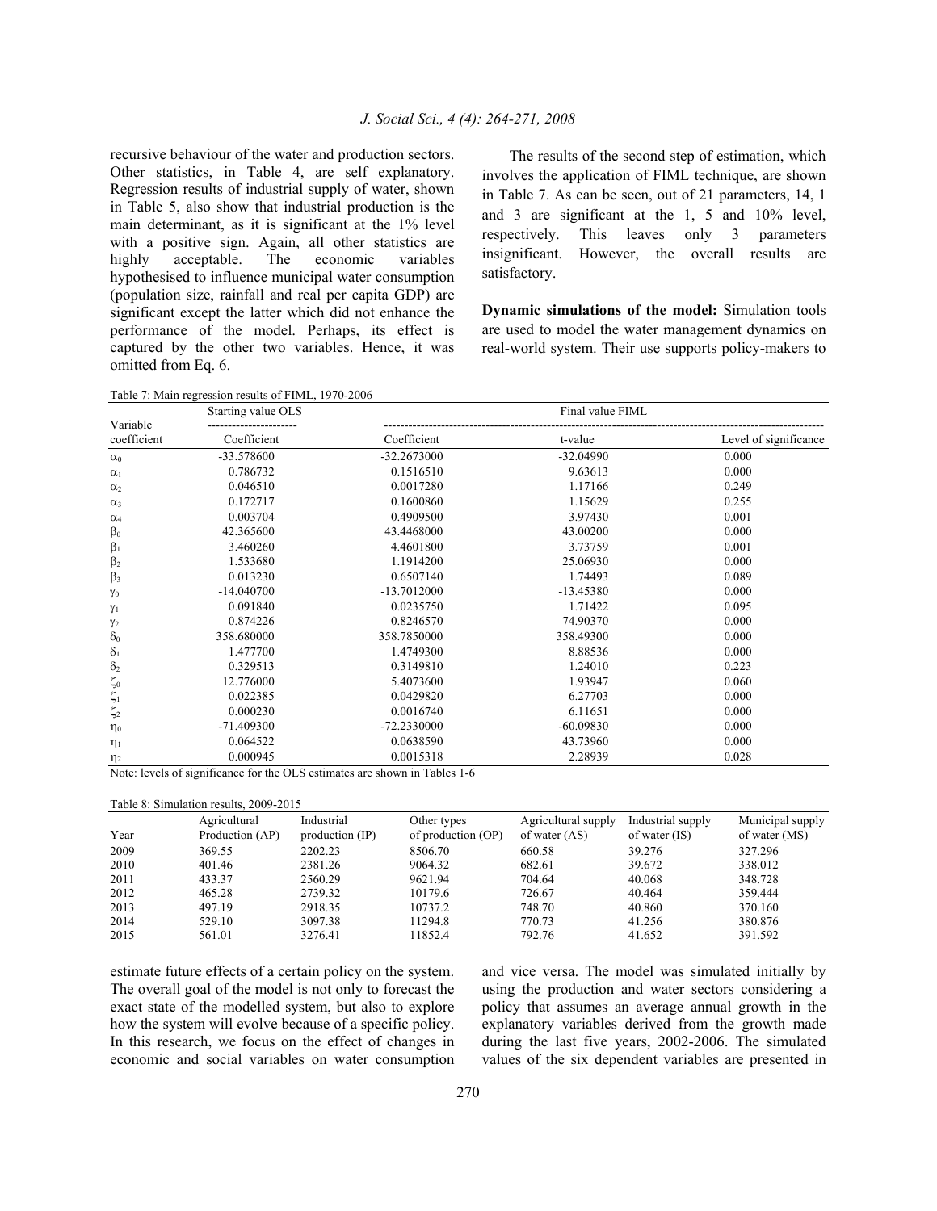recursive behaviour of the water and production sectors. Other statistics, in Table 4, are self explanatory. Regression results of industrial supply of water, shown in Table 5, also show that industrial production is the main determinant, as it is significant at the 1% level with a positive sign. Again, all other statistics are highly acceptable. The economic variables hypothesised to influence municipal water consumption (population size, rainfall and real per capita GDP) are significant except the latter which did not enhance the performance of the model. Perhaps, its effect is captured by the other two variables. Hence, it was omitted from Eq. 6.

The results of the second step of estimation, which involves the application of FIML technique, are shown in Table 7. As can be seen, out of 21 parameters, 14, 1 and 3 are significant at the 1, 5 and 10% level, respectively. This leaves only 3 parameters insignificant. However, the overall results are satisfactory.

**Dynamic simulations of the model:** Simulation tools are used to model the water management dynamics on real-world system. Their use supports policy-makers to estimate future effects of a certain policy on the system. The overall goal of the model is not only to forecast the exact state of the modelled system, but also to explore how the system will evolve because of a specific policy. In this research, we focus on the effect of changes in economic and social variables on water consumption and vice versa. The model was simulated initially by using the production and water sectors considering a policy that assumes an average annual growth in the explanatory variables derived from the growth made during the last five years, 2002-2006. The simulated values of the six dependent variables are presented in

Table 7: Main regression results of FIML, 1970-2006

| Variable | Starting value OLS | Final value FIML | | |
|---|---|---|---|---|
| coefficient | Coefficient | Coefficient | t-value | Level of significance |
| $\alpha_0$ | -33.578600 | -32.2673000 | -32.04990 | 0.000 |
| $\alpha_1$ | 0.786732 | 0.1516510 | 9.63613 | 0.000 |
| $\alpha_2$ | 0.046510 | 0.0017280 | 1.17166 | 0.249 |
| $\alpha_3$ | 0.172717 | 0.1600860 | 1.15629 | 0.255 |
| $\alpha_4$ | 0.003704 | 0.4909500 | 3.97430 | 0.001 |
| $\beta_0$ | 42.365600 | 43.4468000 | 43.00200 | 0.000 |
| $\beta_1$ | 3.460260 | 4.4601800 | 3.73759 | 0.001 |
| $\beta_2$ | 1.533680 | 1.1914200 | 25.06930 | 0.000 |
| $\beta_3$ | 0.013230 | 0.6507140 | 1.74493 | 0.089 |
| $\gamma_0$ | -14.040700 | -13.7012000 | -13.45380 | 0.000 |
| $\gamma_1$ | 0.091840 | 0.0235750 | 1.71422 | 0.095 |
| $\gamma_2$ | 0.874226 | 0.8246570 | 74.90370 | 0.000 |
| $\delta_0$ | 358.680000 | 358.7850000 | 358.49300 | 0.000 |
| $\delta_1$ | 1.477700 | 1.4749300 | 8.88536 | 0.000 |
| $\delta_2$ | 0.329513 | 0.3149810 | 1.24010 | 0.223 |
| $\zeta_0$ | 12.776000 | 5.4073600 | 1.93947 | 0.060 |
| $\zeta_1$ | 0.022385 | 0.0429820 | 6.27703 | 0.000 |
| $\zeta_2$ | 0.000230 | 0.0016740 | 6.11651 | 0.000 |
| $\eta_0$ | -71.409300 | -72.2330000 | -60.09830 | 0.000 |
| $\eta_1$ | 0.064522 | 0.0638590 | 43.73960 | 0.000 |
| $\eta_2$ | 0.000945 | 0.0015318 | 2.28939 | 0.028 |

Note: levels of significance for the OLS estimates are shown in Tables 1-6

Table 8: Simulation results, 2009-2015

| Year | Agricultural Production (AP) | Industrial production (IP) | Other types of production (OP) | Agricultural supply of water (AS) | Industrial supply of water (IS) | Municipal supply of water (MS) |
|---|---|---|---|---|---|---|
| 2009 | 369.55 | 2202.23 | 8506.70 | 660.58 | 39.276 | 327.296 |
| 2010 | 401.46 | 2381.26 | 9064.32 | 682.61 | 39.672 | 338.012 |
| 2011 | 433.37 | 2560.29 | 9621.94 | 704.64 | 40.068 | 348.728 |
| 2012 | 465.28 | 2739.32 | 10179.6 | 726.67 | 40.464 | 359.444 |
| 2013 | 497.19 | 2918.35 | 10737.2 | 748.70 | 40.860 | 370.160 |
| 2014 | 529.10 | 3097.38 | 11294.8 | 770.73 | 41.256 | 380.876 |
| 2015 | 561.01 | 3276.41 | 11852.4 | 792.76 | 41.652 | 391.592 |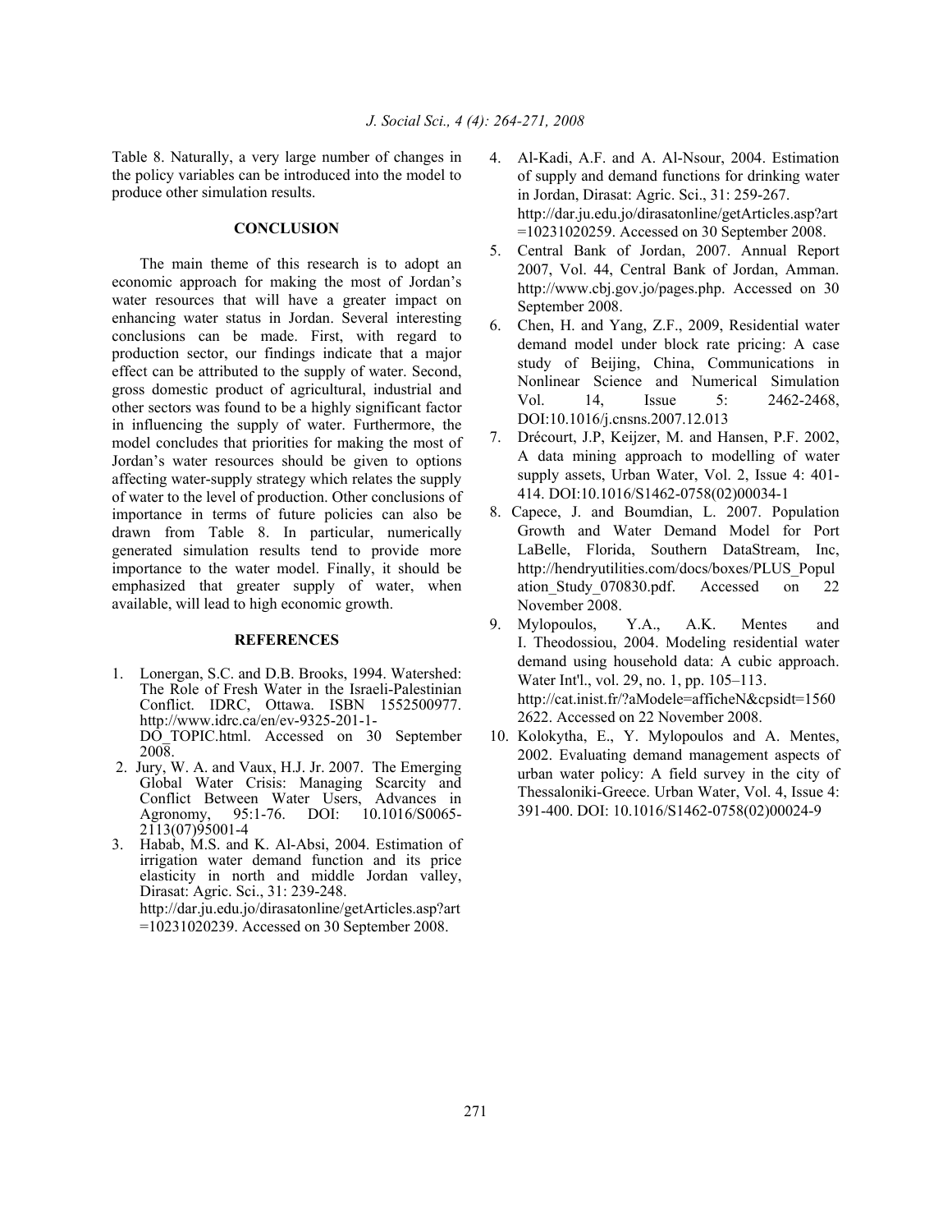Table 8. Naturally, a very large number of changes in the policy variables can be introduced into the model to produce other simulation results.

## CONCLUSION

The main theme of this research is to adopt an economic approach for making the most of Jordan's water resources that will have a greater impact on enhancing water status in Jordan. Several interesting conclusions can be made. First, with regard to production sector, our findings indicate that a major effect can be attributed to the supply of water. Second, gross domestic product of agricultural, industrial and other sectors was found to be a highly significant factor in influencing the supply of water. Furthermore, the model concludes that priorities for making the most of Jordan's water resources should be given to options affecting water-supply strategy which relates the supply of water to the level of production. Other conclusions of importance in terms of future policies can also be drawn from Table 8. In particular, numerically generated simulation results tend to provide more importance to the water model. Finally, it should be emphasized that greater supply of water, when available, will lead to high economic growth.

## REFERENCES

1. Lonergan, S.C. and D.B. Brooks, 1994. Watershed: The Role of Fresh Water in the Israeli-Palestinian Conflict. IDRC, Ottawa. ISBN 1552500977. http://www.idrc.ca/en/ev-9325-201-1-DO_TOPIC.html. Accessed on 30 September 2008.
2. Jury, W. A. and Vaux, H.J. Jr. 2007. The Emerging Global Water Crisis: Managing Scarcity and Conflict Between Water Users, Advances in Agronomy, 95:1-76. DOI: 10.1016/S0065-2113(07)95001-4
3. Habab, M.S. and K. Al-Absi, 2004. Estimation of irrigation water demand function and its price elasticity in north and middle Jordan valley, Dirasat: Agric. Sci., 31: 239-248. http://dar.ju.edu.jo/dirasatonline/getArticles.asp?art=10231020239. Accessed on 30 September 2008.
4. Al-Kadi, A.F. and A. Al-Nsour, 2004. Estimation of supply and demand functions for drinking water in Jordan, Dirasat: Agric. Sci., 31: 259-267. http://dar.ju.edu.jo/dirasatonline/getArticles.asp?art=10231020259. Accessed on 30 September 2008.
5. Central Bank of Jordan, 2007. Annual Report 2007, Vol. 44, Central Bank of Jordan, Amman. http://www.cbj.gov.jo/pages.php. Accessed on 30 September 2008.
6. Chen, H. and Yang, Z.F., 2009, Residential water demand model under block rate pricing: A case study of Beijing, China, Communications in Nonlinear Science and Numerical Simulation Vol. 14, Issue 5: 2462-2468, DOI:10.1016/j.cnsns.2007.12.013
7. Drécourt, J.P, Keijzer, M. and Hansen, P.F. 2002, A data mining approach to modelling of water supply assets, Urban Water, Vol. 2, Issue 4: 401-414. DOI:10.1016/S1462-0758(02)00034-1
8. Capece, J. and Boumdian, L. 2007. Population Growth and Water Demand Model for Port LaBelle, Florida, Southern DataStream, Inc, http://hendryutilities.com/docs/boxes/PLUS_Population_Study_070830.pdf. Accessed on 22 November 2008.
9. Mylopoulos, Y.A., A.K. Mentes and I. Theodossiou, 2004. Modeling residential water demand using household data: A cubic approach. Water Int'l., vol. 29, no. 1, pp. 105–113. http://cat.inist.fr/?aModele=afficheN&cpsidt=15602622. Accessed on 22 November 2008.
10. Kolokytha, E., Y. Mylopoulos and A. Mentes, 2002. Evaluating demand management aspects of urban water policy: A field survey in the city of Thessaloniki-Greece. Urban Water, Vol. 4, Issue 4: 391-400. DOI: 10.1016/S1462-0758(02)00024-9